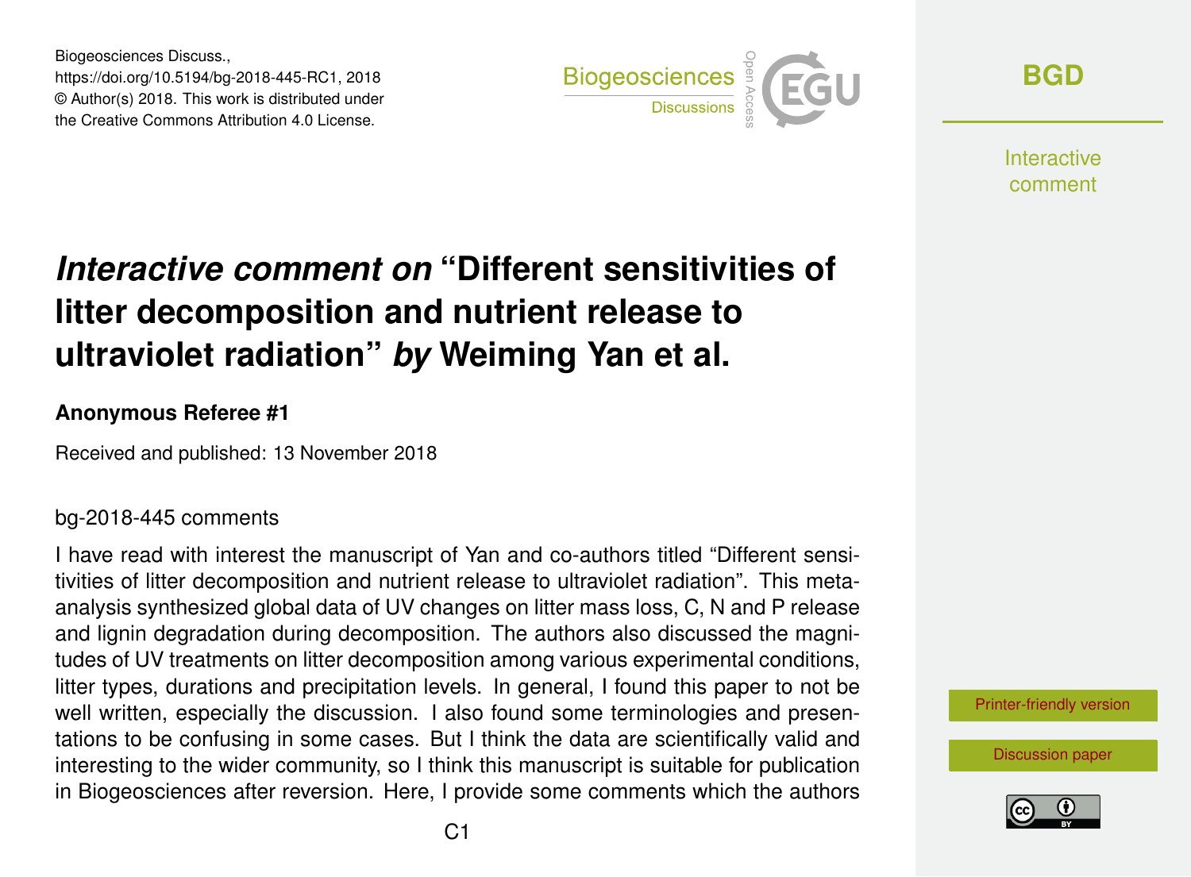Biogeosciences Discuss.,
https://doi.org/10.5194/bg-2018-445-RC1, 2018
© Author(s) 2018. This work is distributed under
the Creative Commons Attribution 4.0 License.

# *Interactive comment on* "Different sensitivities of litter decomposition and nutrient release to ultraviolet radiation" *by* Weiming Yan et al.

**Anonymous Referee #1**

Received and published: 13 November 2018

bg-2018-445 comments

I have read with interest the manuscript of Yan and co-authors titled "Different sensitivities of litter decomposition and nutrient release to ultraviolet radiation". This meta-analysis synthesized global data of UV changes on litter mass loss, C, N and P release and lignin degradation during decomposition. The authors also discussed the magnitudes of UV treatments on litter decomposition among various experimental conditions, litter types, durations and precipitation levels. In general, I found this paper to not be well written, especially the discussion. I also found some terminologies and presentations to be confusing in some cases. But I think the data are scientifically valid and interesting to the wider community, so I think this manuscript is suitable for publication in Biogeosciences after reversion. Here, I provide some comments which the authors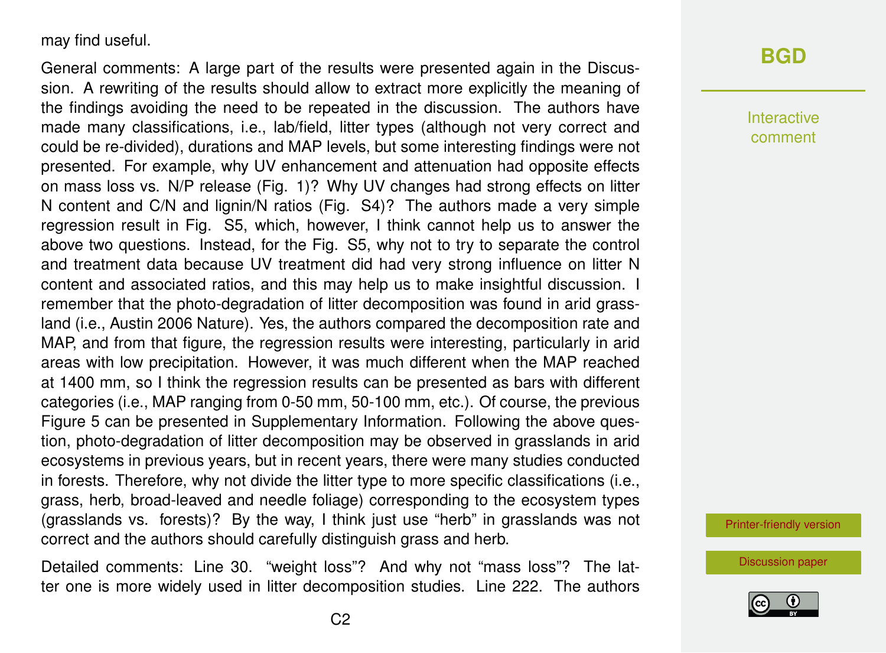may find useful.

General comments: A large part of the results were presented again in the Discussion. A rewriting of the results should allow to extract more explicitly the meaning of the findings avoiding the need to be repeated in the discussion. The authors have made many classifications, i.e., lab/field, litter types (although not very correct and could be re-divided), durations and MAP levels, but some interesting findings were not presented. For example, why UV enhancement and attenuation had opposite effects on mass loss vs. N/P release (Fig. 1)? Why UV changes had strong effects on litter N content and C/N and lignin/N ratios (Fig. S4)? The authors made a very simple regression result in Fig. S5, which, however, I think cannot help us to answer the above two questions. Instead, for the Fig. S5, why not to try to separate the control and treatment data because UV treatment did had very strong influence on litter N content and associated ratios, and this may help us to make insightful discussion. I remember that the photo-degradation of litter decomposition was found in arid grassland (i.e., Austin 2006 Nature). Yes, the authors compared the decomposition rate and MAP, and from that figure, the regression results were interesting, particularly in arid areas with low precipitation. However, it was much different when the MAP reached at 1400 mm, so I think the regression results can be presented as bars with different categories (i.e., MAP ranging from 0-50 mm, 50-100 mm, etc.). Of course, the previous Figure 5 can be presented in Supplementary Information. Following the above question, photo-degradation of litter decomposition may be observed in grasslands in arid ecosystems in previous years, but in recent years, there were many studies conducted in forests. Therefore, why not divide the litter type to more specific classifications (i.e., grass, herb, broad-leaved and needle foliage) corresponding to the ecosystem types (grasslands vs. forests)? By the way, I think just use "herb" in grasslands was not correct and the authors should carefully distinguish grass and herb.

Detailed comments: Line 30. "weight loss"? And why not "mass loss"? The latter one is more widely used in litter decomposition studies. Line 222. The authors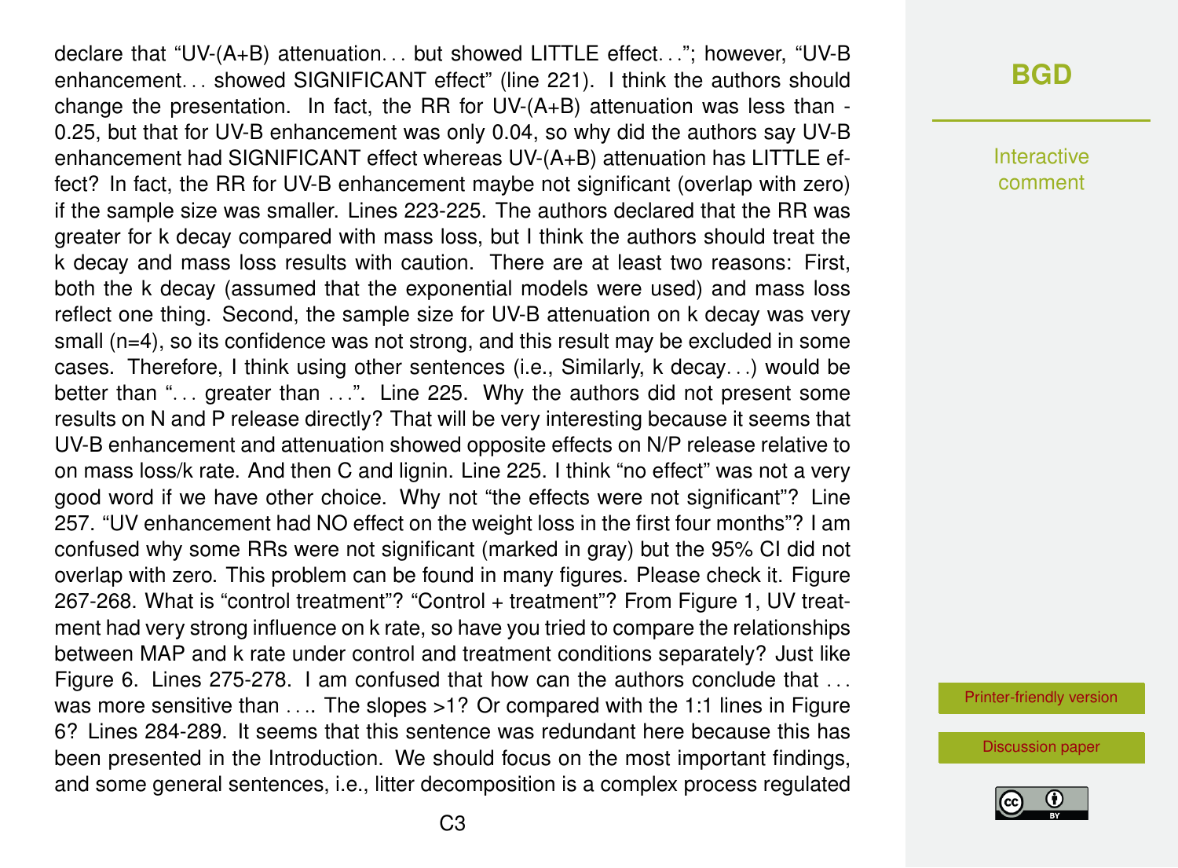declare that "UV-(A+B) attenuation. . . but showed LITTLE effect. . ."; however, "UV-B enhancement. . . showed SIGNIFICANT effect" (line 221). I think the authors should change the presentation. In fact, the RR for UV-(A+B) attenuation was less than -0.25, but that for UV-B enhancement was only 0.04, so why did the authors say UV-B enhancement had SIGNIFICANT effect whereas UV-(A+B) attenuation has LITTLE effect? In fact, the RR for UV-B enhancement maybe not significant (overlap with zero) if the sample size was smaller. Lines 223-225. The authors declared that the RR was greater for k decay compared with mass loss, but I think the authors should treat the k decay and mass loss results with caution. There are at least two reasons: First, both the k decay (assumed that the exponential models were used) and mass loss reflect one thing. Second, the sample size for UV-B attenuation on k decay was very small (n=4), so its confidence was not strong, and this result may be excluded in some cases. Therefore, I think using other sentences (i.e., Similarly, k decay. . .) would be better than ". . . greater than . . .". Line 225. Why the authors did not present some results on N and P release directly? That will be very interesting because it seems that UV-B enhancement and attenuation showed opposite effects on N/P release relative to on mass loss/k rate. And then C and lignin. Line 225. I think "no effect" was not a very good word if we have other choice. Why not "the effects were not significant"? Line 257. "UV enhancement had NO effect on the weight loss in the first four months"? I am confused why some RRs were not significant (marked in gray) but the 95% CI did not overlap with zero. This problem can be found in many figures. Please check it. Figure 267-268. What is "control treatment"? "Control + treatment"? From Figure 1, UV treatment had very strong influence on k rate, so have you tried to compare the relationships between MAP and k rate under control and treatment conditions separately? Just like Figure 6. Lines 275-278. I am confused that how can the authors conclude that . . . was more sensitive than . . .. The slopes >1? Or compared with the 1:1 lines in Figure 6? Lines 284-289. It seems that this sentence was redundant here because this has been presented in the Introduction. We should focus on the most important findings, and some general sentences, i.e., litter decomposition is a complex process regulated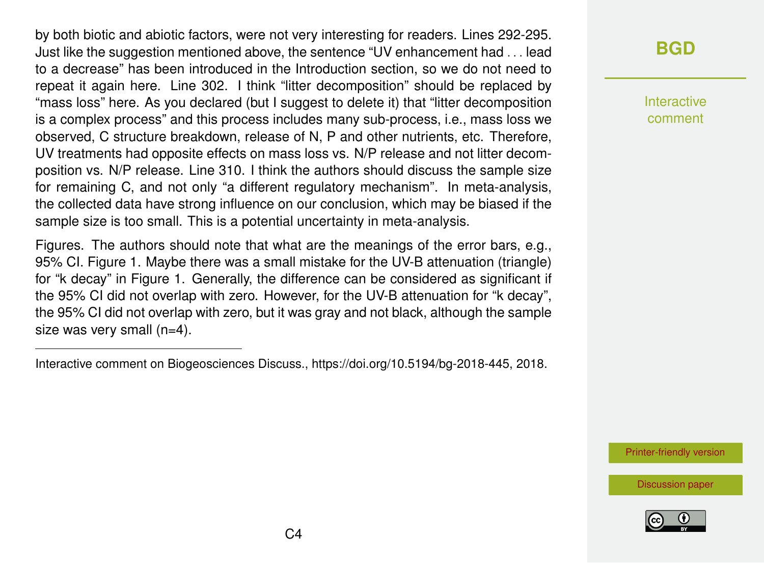by both biotic and abiotic factors, were not very interesting for readers. Lines 292-295. Just like the suggestion mentioned above, the sentence "UV enhancement had . . . lead to a decrease" has been introduced in the Introduction section, so we do not need to repeat it again here. Line 302. I think "litter decomposition" should be replaced by "mass loss" here. As you declared (but I suggest to delete it) that "litter decomposition is a complex process" and this process includes many sub-process, i.e., mass loss we observed, C structure breakdown, release of N, P and other nutrients, etc. Therefore, UV treatments had opposite effects on mass loss vs. N/P release and not litter decomposition vs. N/P release. Line 310. I think the authors should discuss the sample size for remaining C, and not only "a different regulatory mechanism". In meta-analysis, the collected data have strong influence on our conclusion, which may be biased if the sample size is too small. This is a potential uncertainty in meta-analysis.

Figures. The authors should note that what are the meanings of the error bars, e.g., 95% CI. Figure 1. Maybe there was a small mistake for the UV-B attenuation (triangle) for "k decay" in Figure 1. Generally, the difference can be considered as significant if the 95% CI did not overlap with zero. However, for the UV-B attenuation for "k decay", the 95% CI did not overlap with zero, but it was gray and not black, although the sample size was very small (n=4).

---

Interactive comment on Biogeosciences Discuss., https://doi.org/10.5194/bg-2018-445, 2018.